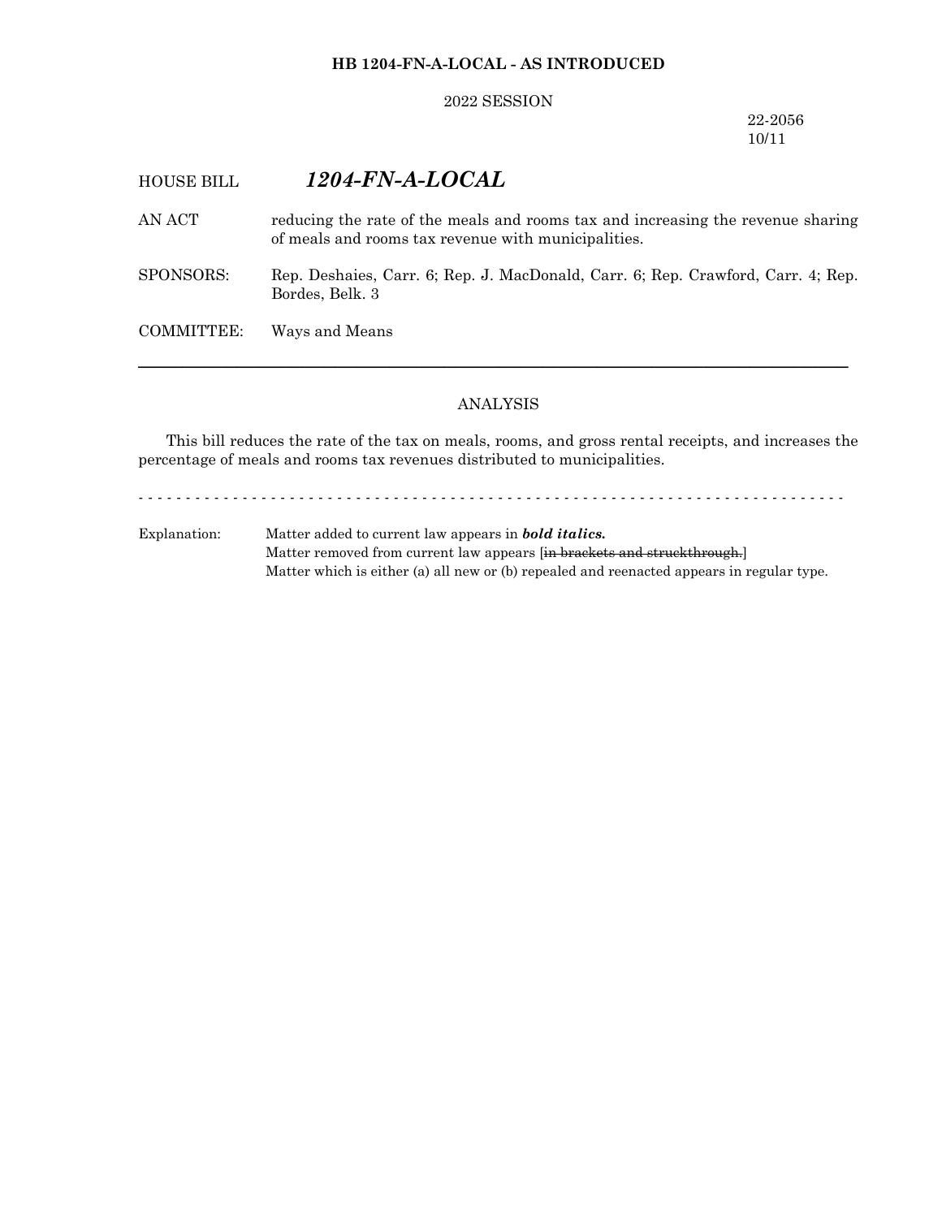**HB 1204-FN-A-LOCAL - AS INTRODUCED**

2022 SESSION

22-2056
10/11

HOUSE BILL ***1204-FN-A-LOCAL***

AN ACT reducing the rate of the meals and rooms tax and increasing the revenue sharing of meals and rooms tax revenue with municipalities.

SPONSORS: Rep. Deshaies, Carr. 6; Rep. J. MacDonald, Carr. 6; Rep. Crawford, Carr. 4; Rep. Bordes, Belk. 3

COMMITTEE: Ways and Means

---

ANALYSIS

This bill reduces the rate of the tax on meals, rooms, and gross rental receipts, and increases the percentage of meals and rooms tax revenues distributed to municipalities.

- - - - - - - - - - - - - - - - - - - - - - - - - - - - - - - - - - - - - - - - - - - - - - - - - - - - - - - - - - - - - - - - - - - - - - - - - - -

Explanation: Matter added to current law appears in ***bold italics.***
Matter removed from current law appears [~~in brackets and struckthrough.~~]
Matter which is either (a) all new or (b) repealed and reenacted appears in regular type.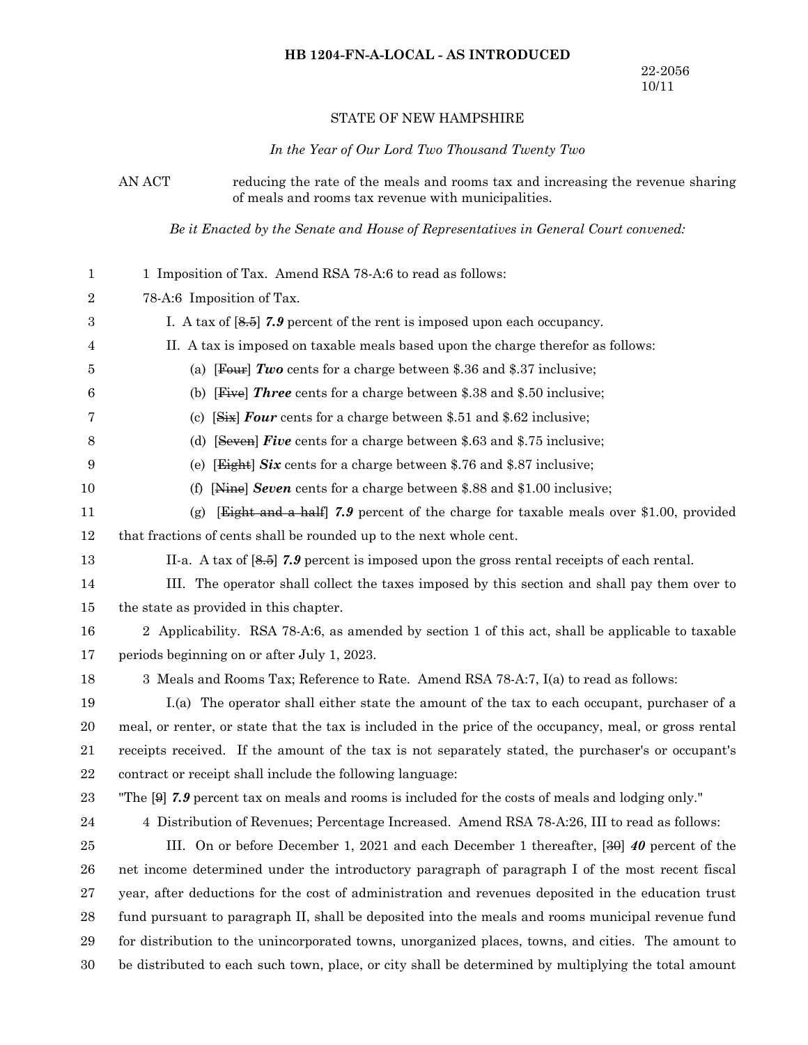**HB 1204-FN-A-LOCAL - AS INTRODUCED**

22-2056
10/11

STATE OF NEW HAMPSHIRE

*In the Year of Our Lord Two Thousand Twenty Two*

AN ACT reducing the rate of the meals and rooms tax and increasing the revenue sharing of meals and rooms tax revenue with municipalities.

*Be it Enacted by the Senate and House of Representatives in General Court convened:*

1 Imposition of Tax. Amend RSA 78-A:6 to read as follows:

78-A:6 Imposition of Tax.

I. A tax of [~~8.5~~] ***7.9*** percent of the rent is imposed upon each occupancy.

II. A tax is imposed on taxable meals based upon the charge therefor as follows:

(a) [~~Four~~] ***Two*** cents for a charge between $.36 and $.37 inclusive;

(b) [~~Five~~] ***Three*** cents for a charge between $.38 and $.50 inclusive;

(c) [~~Six~~] ***Four*** cents for a charge between $.51 and $.62 inclusive;

(d) [~~Seven~~] ***Five*** cents for a charge between $.63 and $.75 inclusive;

(e) [~~Eight~~] ***Six*** cents for a charge between $.76 and $.87 inclusive;

(f) [~~Nine~~] ***Seven*** cents for a charge between $.88 and $1.00 inclusive;

(g) [~~Eight and a half~~] ***7.9*** percent of the charge for taxable meals over $1.00, provided that fractions of cents shall be rounded up to the next whole cent.

II-a. A tax of [~~8.5~~] ***7.9*** percent is imposed upon the gross rental receipts of each rental.

III. The operator shall collect the taxes imposed by this section and shall pay them over to the state as provided in this chapter.

2 Applicability. RSA 78-A:6, as amended by section 1 of this act, shall be applicable to taxable periods beginning on or after July 1, 2023.

3 Meals and Rooms Tax; Reference to Rate. Amend RSA 78-A:7, I(a) to read as follows:

I.(a) The operator shall either state the amount of the tax to each occupant, purchaser of a meal, or renter, or state that the tax is included in the price of the occupancy, meal, or gross rental receipts received. If the amount of the tax is not separately stated, the purchaser's or occupant's contract or receipt shall include the following language:

"The [~~9~~] ***7.9*** percent tax on meals and rooms is included for the costs of meals and lodging only."

4 Distribution of Revenues; Percentage Increased. Amend RSA 78-A:26, III to read as follows:

III. On or before December 1, 2021 and each December 1 thereafter, [~~30~~] ***40*** percent of the net income determined under the introductory paragraph of paragraph I of the most recent fiscal year, after deductions for the cost of administration and revenues deposited in the education trust fund pursuant to paragraph II, shall be deposited into the meals and rooms municipal revenue fund for distribution to the unincorporated towns, unorganized places, towns, and cities. The amount to be distributed to each such town, place, or city shall be determined by multiplying the total amount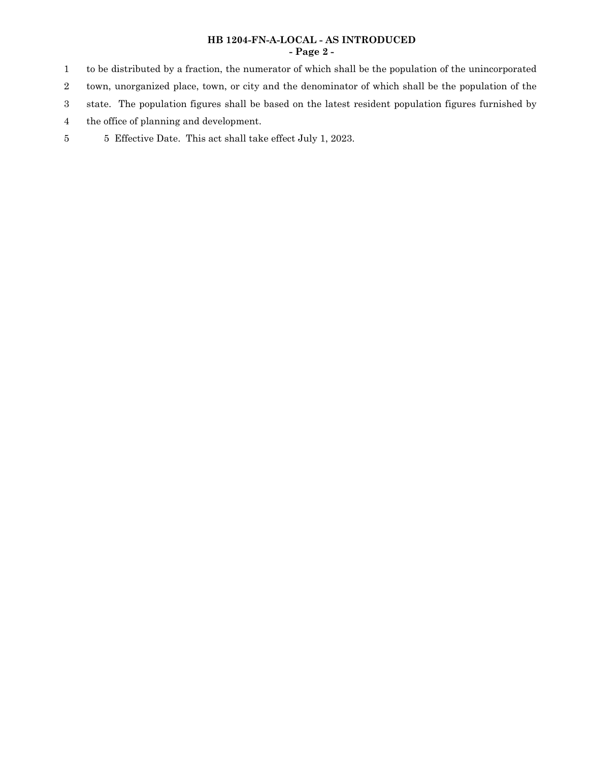to be distributed by a fraction, the numerator of which shall be the population of the unincorporated town, unorganized place, town, or city and the denominator of which shall be the population of the state. The population figures shall be based on the latest resident population figures furnished by the office of planning and development.

5 Effective Date. This act shall take effect July 1, 2023.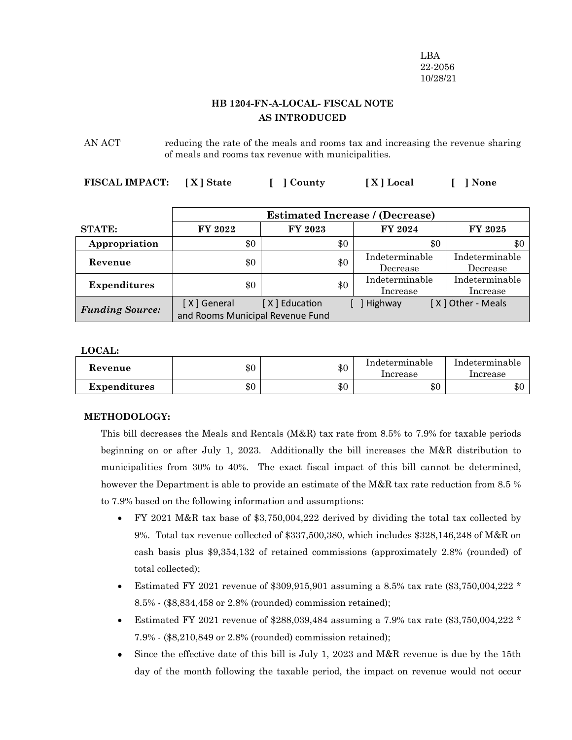LBA
22-2056
10/28/21

## HB 1204-FN-A-LOCAL- FISCAL NOTE AS INTRODUCED

AN ACT reducing the rate of the meals and rooms tax and increasing the revenue sharing of meals and rooms tax revenue with municipalities.

**FISCAL IMPACT:** [ X ] State [ ] County [ X ] Local [ ] None

| | Estimated Increase / (Decrease) | | | |
|---|---|---|---|---|
| **STATE:** | **FY 2022** | **FY 2023** | **FY 2024** | **FY 2025** |
| **Appropriation** | $0 | $0 | $0 | $0 |
| **Revenue** | $0 | $0 | Indeterminable Decrease | Indeterminable Decrease |
| **Expenditures** | $0 | $0 | Indeterminable Increase | Indeterminable Increase |
| ***Funding Source:*** | [ X ] General [ X ] Education [ ] Highway [ X ] Other - Meals and Rooms Municipal Revenue Fund | | | |

**LOCAL:**

| | | | | |
|---|---|---|---|---|
| **Revenue** | $0 | $0 | Indeterminable Increase | Indeterminable Increase |
| **Expenditures** | $0 | $0 | $0 | $0 |

**METHODOLOGY:**

This bill decreases the Meals and Rentals (M&R) tax rate from 8.5% to 7.9% for taxable periods beginning on or after July 1, 2023. Additionally the bill increases the M&R distribution to municipalities from 30% to 40%. The exact fiscal impact of this bill cannot be determined, however the Department is able to provide an estimate of the M&R tax rate reduction from 8.5 % to 7.9% based on the following information and assumptions:

- FY 2021 M&R tax base of $3,750,004,222 derived by dividing the total tax collected by 9%. Total tax revenue collected of $337,500,380, which includes $328,146,248 of M&R on cash basis plus $9,354,132 of retained commissions (approximately 2.8% (rounded) of total collected);
- Estimated FY 2021 revenue of $309,915,901 assuming a 8.5% tax rate ($3,750,004,222 * 8.5% - ($8,834,458 or 2.8% (rounded) commission retained);
- Estimated FY 2021 revenue of $288,039,484 assuming a 7.9% tax rate ($3,750,004,222 * 7.9% - ($8,210,849 or 2.8% (rounded) commission retained);
- Since the effective date of this bill is July 1, 2023 and M&R revenue is due by the 15th day of the month following the taxable period, the impact on revenue would not occur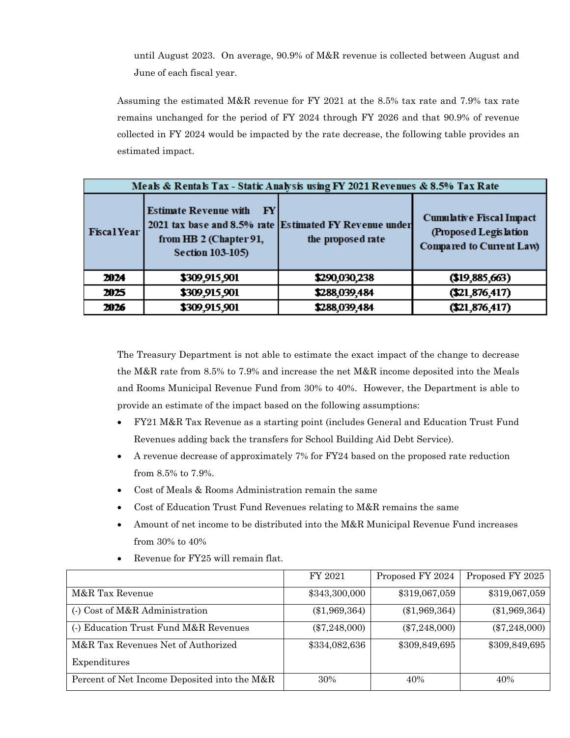until August 2023. On average, 90.9% of M&R revenue is collected between August and June of each fiscal year.

Assuming the estimated M&R revenue for FY 2021 at the 8.5% tax rate and 7.9% tax rate remains unchanged for the period of FY 2024 through FY 2026 and that 90.9% of revenue collected in FY 2024 would be impacted by the rate decrease, the following table provides an estimated impact.

| Meals & Rentals Tax - Static Analysis using FY 2021 Revenues & 8.5% Tax Rate | | | |
|---|---|---|---|
| **Fiscal Year** | **Estimate Revenue with FY 2021 tax base and 8.5% rate from HB 2 (Chapter 91, Section 103-105)** | **Estimated FY Revenue under the proposed rate** | **Cumulative Fiscal Impact (Proposed Legislation Compared to Current Law)** |
| **2024** | **$309,915,901** | **$290,030,238** | **($19,885,663)** |
| **2025** | **$309,915,901** | **$288,039,484** | **($21,876,417)** |
| **2026** | **$309,915,901** | **$288,039,484** | **($21,876,417)** |

The Treasury Department is not able to estimate the exact impact of the change to decrease the M&R rate from 8.5% to 7.9% and increase the net M&R income deposited into the Meals and Rooms Municipal Revenue Fund from 30% to 40%. However, the Department is able to provide an estimate of the impact based on the following assumptions:

- FY21 M&R Tax Revenue as a starting point (includes General and Education Trust Fund Revenues adding back the transfers for School Building Aid Debt Service).
- A revenue decrease of approximately 7% for FY24 based on the proposed rate reduction from 8.5% to 7.9%.
- Cost of Meals & Rooms Administration remain the same
- Cost of Education Trust Fund Revenues relating to M&R remains the same
- Amount of net income to be distributed into the M&R Municipal Revenue Fund increases from 30% to 40%
- Revenue for FY25 will remain flat.

| | FY 2021 | Proposed FY 2024 | Proposed FY 2025 |
|---|---|---|---|
| M&R Tax Revenue | $343,300,000 | $319,067,059 | $319,067,059 |
| (-) Cost of M&R Administration | ($1,969,364) | ($1,969,364) | ($1,969,364) |
| (-) Education Trust Fund M&R Revenues | ($7,248,000) | ($7,248,000) | ($7,248,000) |
| M&R Tax Revenues Net of Authorized Expenditures | $334,082,636 | $309,849,695 | $309,849,695 |
| Percent of Net Income Deposited into the M&R | 30% | 40% | 40% |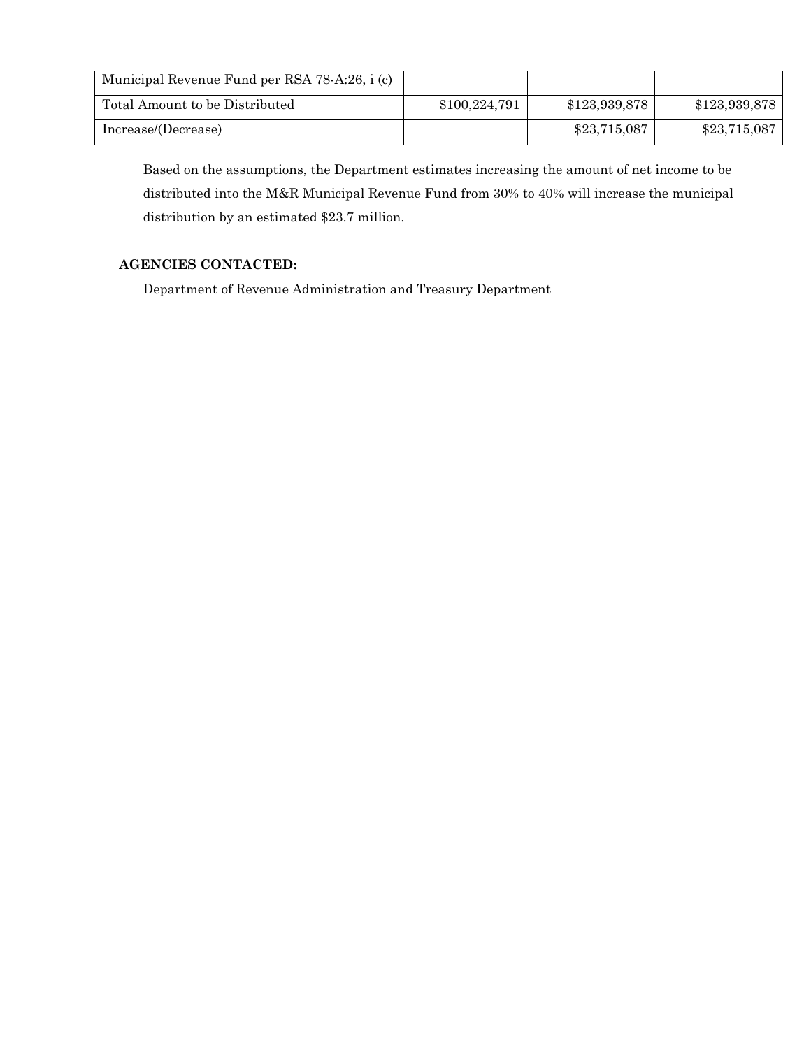| | | | |
|---|---|---|---|
| Municipal Revenue Fund per RSA 78-A:26, i (c) | | | |
| Total Amount to be Distributed | $100,224,791 | $123,939,878 | $123,939,878 |
| Increase/(Decrease) | | $23,715,087 | $23,715,087 |

Based on the assumptions, the Department estimates increasing the amount of net income to be distributed into the M&R Municipal Revenue Fund from 30% to 40% will increase the municipal distribution by an estimated $23.7 million.

**AGENCIES CONTACTED:**

Department of Revenue Administration and Treasury Department